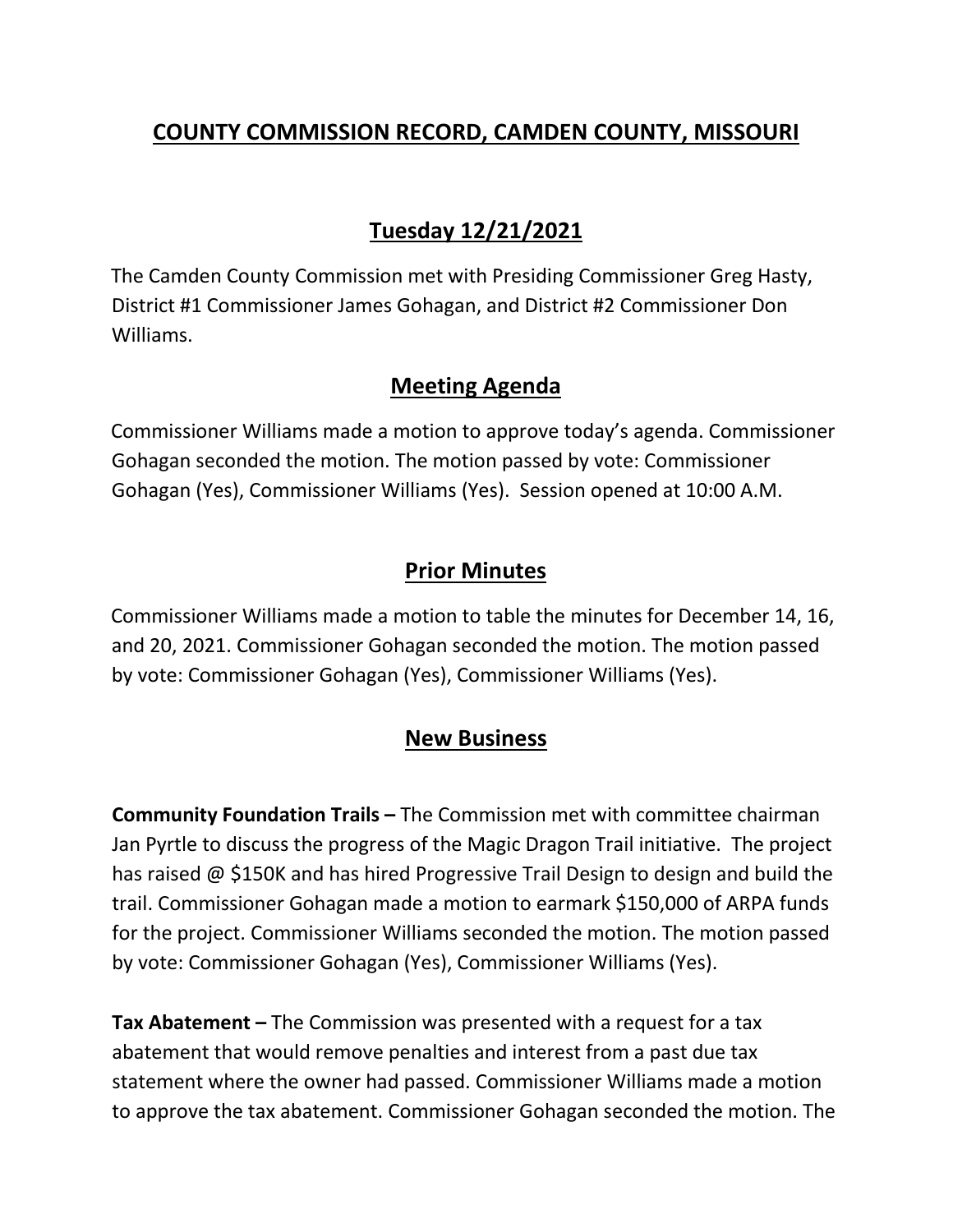# COUNTY COMMISSION RECORD, CAMDEN COUNTY, MISSOURI

## Tuesday 12/21/2021

The Camden County Commission met with Presiding Commissioner Greg Hasty, District #1 Commissioner James Gohagan, and District #2 Commissioner Don Williams.

## Meeting Agenda

Commissioner Williams made a motion to approve today's agenda. Commissioner Gohagan seconded the motion. The motion passed by vote: Commissioner Gohagan (Yes), Commissioner Williams (Yes). Session opened at 10:00 A.M.

## Prior Minutes

Commissioner Williams made a motion to table the minutes for December 14, 16, and 20, 2021. Commissioner Gohagan seconded the motion. The motion passed by vote: Commissioner Gohagan (Yes), Commissioner Williams (Yes).

## New Business

**Community Foundation Trails –** The Commission met with committee chairman Jan Pyrtle to discuss the progress of the Magic Dragon Trail initiative. The project has raised @ $150K and has hired Progressive Trail Design to design and build the trail. Commissioner Gohagan made a motion to earmark $150,000 of ARPA funds for the project. Commissioner Williams seconded the motion. The motion passed by vote: Commissioner Gohagan (Yes), Commissioner Williams (Yes).

**Tax Abatement –** The Commission was presented with a request for a tax abatement that would remove penalties and interest from a past due tax statement where the owner had passed. Commissioner Williams made a motion to approve the tax abatement. Commissioner Gohagan seconded the motion. The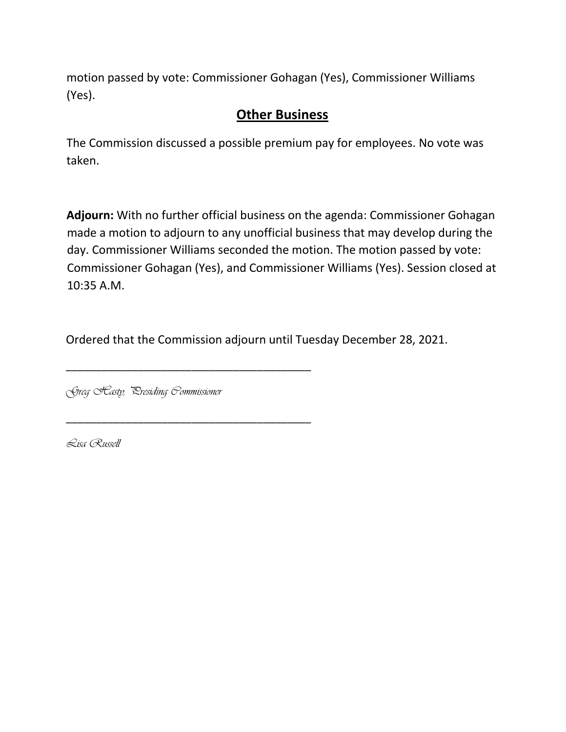motion passed by vote: Commissioner Gohagan (Yes), Commissioner Williams (Yes).

## **Other Business**

The Commission discussed a possible premium pay for employees. No vote was taken.

**Adjourn:** With no further official business on the agenda: Commissioner Gohagan made a motion to adjourn to any unofficial business that may develop during the day. Commissioner Williams seconded the motion. The motion passed by vote: Commissioner Gohagan (Yes), and Commissioner Williams (Yes). Session closed at 10:35 A.M.

Ordered that the Commission adjourn until Tuesday December 28, 2021.

________________________________________

*Greg Hasty, Presiding Commissioner*

________________________________________

*Lisa Russell*